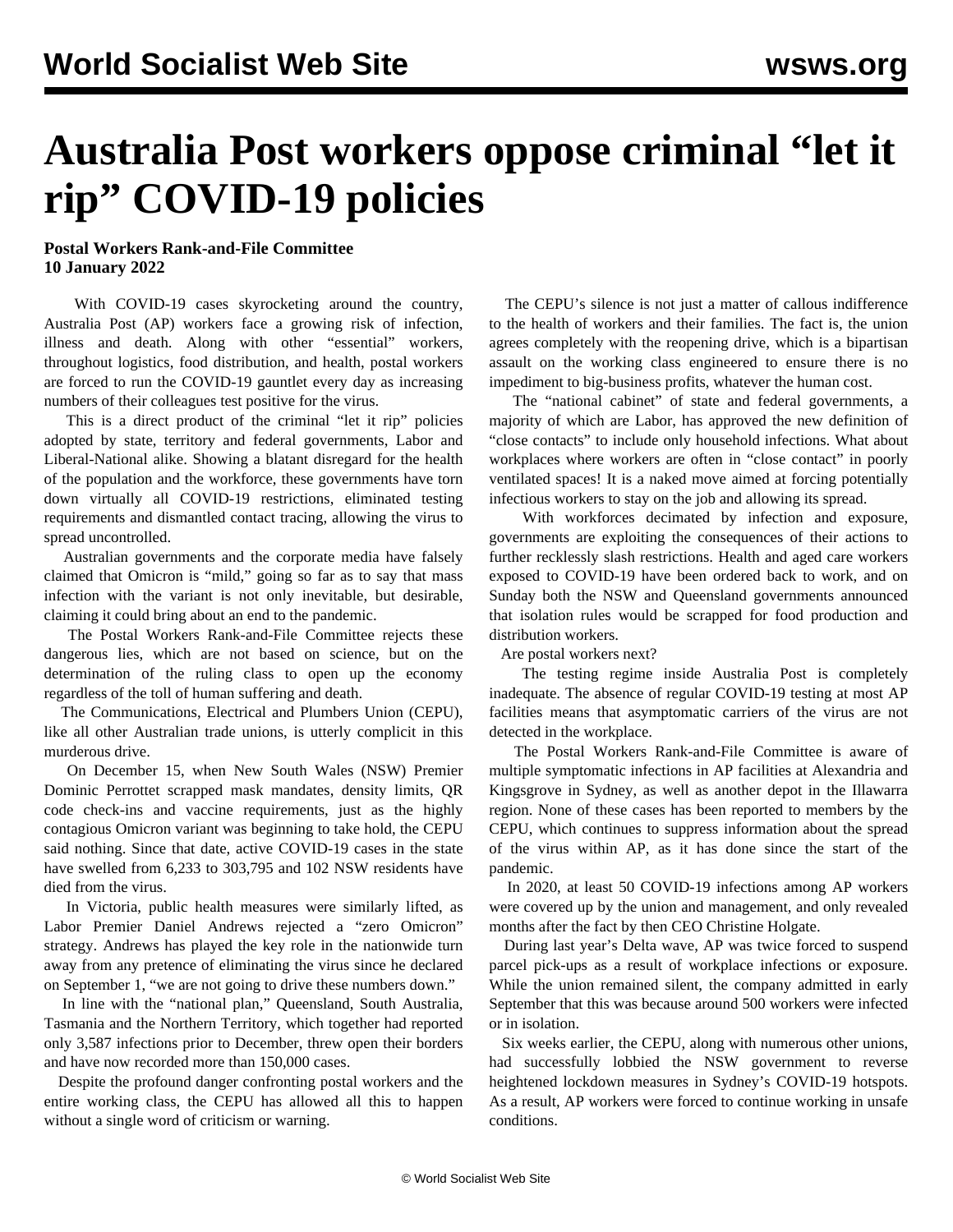# Australia Post workers oppose criminal "let it rip" COVID-19 policies

**Postal Workers Rank-and-File Committee**
**10 January 2022**

With COVID-19 cases skyrocketing around the country, Australia Post (AP) workers face a growing risk of infection, illness and death. Along with other "essential" workers, throughout logistics, food distribution, and health, postal workers are forced to run the COVID-19 gauntlet every day as increasing numbers of their colleagues test positive for the virus.

This is a direct product of the criminal "let it rip" policies adopted by state, territory and federal governments, Labor and Liberal-National alike. Showing a blatant disregard for the health of the population and the workforce, these governments have torn down virtually all COVID-19 restrictions, eliminated testing requirements and dismantled contact tracing, allowing the virus to spread uncontrolled.

Australian governments and the corporate media have falsely claimed that Omicron is "mild," going so far as to say that mass infection with the variant is not only inevitable, but desirable, claiming it could bring about an end to the pandemic.

The Postal Workers Rank-and-File Committee rejects these dangerous lies, which are not based on science, but on the determination of the ruling class to open up the economy regardless of the toll of human suffering and death.

The Communications, Electrical and Plumbers Union (CEPU), like all other Australian trade unions, is utterly complicit in this murderous drive.

On December 15, when New South Wales (NSW) Premier Dominic Perrottet scrapped mask mandates, density limits, QR code check-ins and vaccine requirements, just as the highly contagious Omicron variant was beginning to take hold, the CEPU said nothing. Since that date, active COVID-19 cases in the state have swelled from 6,233 to 303,795 and 102 NSW residents have died from the virus.

In Victoria, public health measures were similarly lifted, as Labor Premier Daniel Andrews rejected a "zero Omicron" strategy. Andrews has played the key role in the nationwide turn away from any pretence of eliminating the virus since he declared on September 1, "we are not going to drive these numbers down."

In line with the "national plan," Queensland, South Australia, Tasmania and the Northern Territory, which together had reported only 3,587 infections prior to December, threw open their borders and have now recorded more than 150,000 cases.

Despite the profound danger confronting postal workers and the entire working class, the CEPU has allowed all this to happen without a single word of criticism or warning.

The CEPU's silence is not just a matter of callous indifference to the health of workers and their families. The fact is, the union agrees completely with the reopening drive, which is a bipartisan assault on the working class engineered to ensure there is no impediment to big-business profits, whatever the human cost.

The "national cabinet" of state and federal governments, a majority of which are Labor, has approved the new definition of "close contacts" to include only household infections. What about workplaces where workers are often in "close contact" in poorly ventilated spaces! It is a naked move aimed at forcing potentially infectious workers to stay on the job and allowing its spread.

With workforces decimated by infection and exposure, governments are exploiting the consequences of their actions to further recklessly slash restrictions. Health and aged care workers exposed to COVID-19 have been ordered back to work, and on Sunday both the NSW and Queensland governments announced that isolation rules would be scrapped for food production and distribution workers.

Are postal workers next?

The testing regime inside Australia Post is completely inadequate. The absence of regular COVID-19 testing at most AP facilities means that asymptomatic carriers of the virus are not detected in the workplace.

The Postal Workers Rank-and-File Committee is aware of multiple symptomatic infections in AP facilities at Alexandria and Kingsgrove in Sydney, as well as another depot in the Illawarra region. None of these cases has been reported to members by the CEPU, which continues to suppress information about the spread of the virus within AP, as it has done since the start of the pandemic.

In 2020, at least 50 COVID-19 infections among AP workers were covered up by the union and management, and only revealed months after the fact by then CEO Christine Holgate.

During last year's Delta wave, AP was twice forced to suspend parcel pick-ups as a result of workplace infections or exposure. While the union remained silent, the company admitted in early September that this was because around 500 workers were infected or in isolation.

Six weeks earlier, the CEPU, along with numerous other unions, had successfully lobbied the NSW government to reverse heightened lockdown measures in Sydney's COVID-19 hotspots. As a result, AP workers were forced to continue working in unsafe conditions.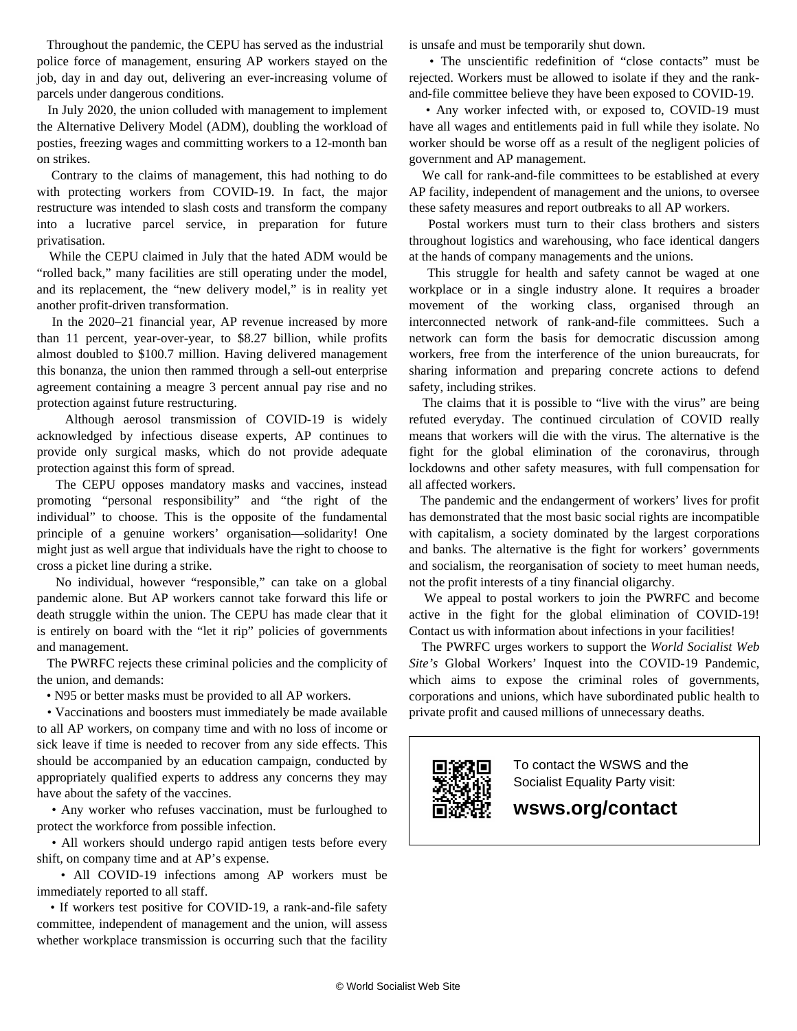Throughout the pandemic, the CEPU has served as the industrial police force of management, ensuring AP workers stayed on the job, day in and day out, delivering an ever-increasing volume of parcels under dangerous conditions.

In July 2020, the union colluded with management to implement the Alternative Delivery Model (ADM), doubling the workload of posties, freezing wages and committing workers to a 12-month ban on strikes.

Contrary to the claims of management, this had nothing to do with protecting workers from COVID-19. In fact, the major restructure was intended to slash costs and transform the company into a lucrative parcel service, in preparation for future privatisation.

While the CEPU claimed in July that the hated ADM would be "rolled back," many facilities are still operating under the model, and its replacement, the "new delivery model," is in reality yet another profit-driven transformation.

In the 2020–21 financial year, AP revenue increased by more than 11 percent, year-over-year, to $8.27 billion, while profits almost doubled to $100.7 million. Having delivered management this bonanza, the union then rammed through a sell-out enterprise agreement containing a meagre 3 percent annual pay rise and no protection against future restructuring.

Although aerosol transmission of COVID-19 is widely acknowledged by infectious disease experts, AP continues to provide only surgical masks, which do not provide adequate protection against this form of spread.

The CEPU opposes mandatory masks and vaccines, instead promoting "personal responsibility" and "the right of the individual" to choose. This is the opposite of the fundamental principle of a genuine workers' organisation—solidarity! One might just as well argue that individuals have the right to choose to cross a picket line during a strike.

No individual, however "responsible," can take on a global pandemic alone. But AP workers cannot take forward this life or death struggle within the union. The CEPU has made clear that it is entirely on board with the "let it rip" policies of governments and management.

The PWRFC rejects these criminal policies and the complicity of the union, and demands:

• N95 or better masks must be provided to all AP workers.

• Vaccinations and boosters must immediately be made available to all AP workers, on company time and with no loss of income or sick leave if time is needed to recover from any side effects. This should be accompanied by an education campaign, conducted by appropriately qualified experts to address any concerns they may have about the safety of the vaccines.

• Any worker who refuses vaccination, must be furloughed to protect the workforce from possible infection.

• All workers should undergo rapid antigen tests before every shift, on company time and at AP's expense.

• All COVID-19 infections among AP workers must be immediately reported to all staff.

• If workers test positive for COVID-19, a rank-and-file safety committee, independent of management and the union, will assess whether workplace transmission is occurring such that the facility is unsafe and must be temporarily shut down.

• The unscientific redefinition of "close contacts" must be rejected. Workers must be allowed to isolate if they and the rank-and-file committee believe they have been exposed to COVID-19.

• Any worker infected with, or exposed to, COVID-19 must have all wages and entitlements paid in full while they isolate. No worker should be worse off as a result of the negligent policies of government and AP management.

We call for rank-and-file committees to be established at every AP facility, independent of management and the unions, to oversee these safety measures and report outbreaks to all AP workers.

Postal workers must turn to their class brothers and sisters throughout logistics and warehousing, who face identical dangers at the hands of company managements and the unions.

This struggle for health and safety cannot be waged at one workplace or in a single industry alone. It requires a broader movement of the working class, organised through an interconnected network of rank-and-file committees. Such a network can form the basis for democratic discussion among workers, free from the interference of the union bureaucrats, for sharing information and preparing concrete actions to defend safety, including strikes.

The claims that it is possible to "live with the virus" are being refuted everyday. The continued circulation of COVID really means that workers will die with the virus. The alternative is the fight for the global elimination of the coronavirus, through lockdowns and other safety measures, with full compensation for all affected workers.

The pandemic and the endangerment of workers' lives for profit has demonstrated that the most basic social rights are incompatible with capitalism, a society dominated by the largest corporations and banks. The alternative is the fight for workers' governments and socialism, the reorganisation of society to meet human needs, not the profit interests of a tiny financial oligarchy.

We appeal to postal workers to join the PWRFC and become active in the fight for the global elimination of COVID-19! Contact us with information about infections in your facilities!

The PWRFC urges workers to support the *World Socialist Web Site's* Global Workers' Inquest into the COVID-19 Pandemic, which aims to expose the criminal roles of governments, corporations and unions, which have subordinated public health to private profit and caused millions of unnecessary deaths.

To contact the WSWS and the Socialist Equality Party visit:

**wsws.org/contact**